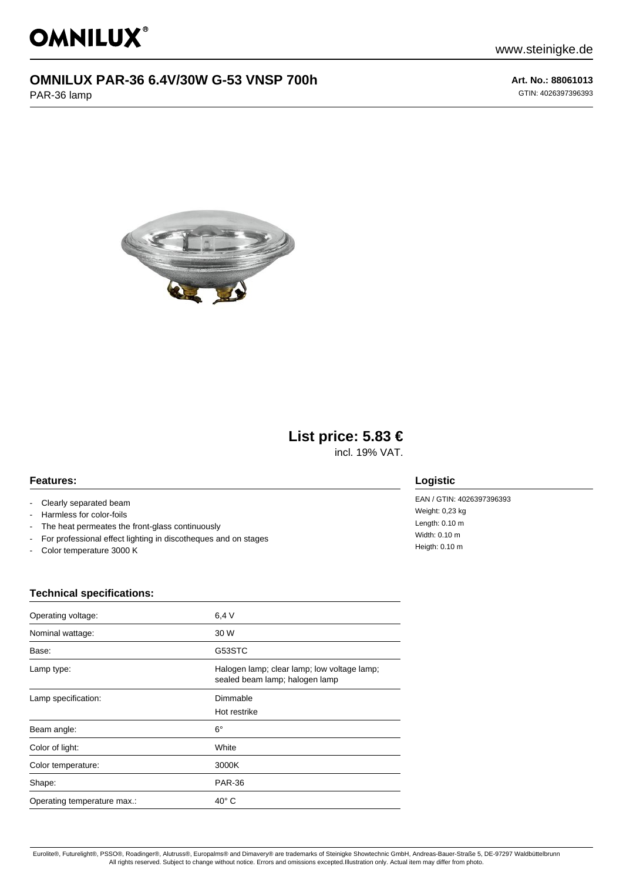OMNILUX®

www.steinigke.de

# OMNILUX PAR-36 6.4V/30W G-53 VNSP 700h

PAR-36 lamp

**Art. No.: 88061013**

GTIN: 4026397396393

## List price: 5.83 €

incl. 19% VAT.

### Features:

- Clearly separated beam
- Harmless for color-foils
- The heat permeates the front-glass continuously
- For professional effect lighting in discotheques and on stages
- Color temperature 3000 K

### Logistic

EAN / GTIN: 4026397396393
Weight: 0,23 kg
Length: 0.10 m
Width: 0.10 m
Heigth: 0.10 m

### Technical specifications:

| | |
|---|---|
| Operating voltage: | 6,4 V |
| Nominal wattage: | 30 W |
| Base: | G53STC |
| Lamp type: | Halogen lamp; clear lamp; low voltage lamp; sealed beam lamp; halogen lamp |
| Lamp specification: | Dimmable<br>Hot restrike |
| Beam angle: | 6° |
| Color of light: | White |
| Color temperature: | 3000K |
| Shape: | PAR-36 |
| Operating temperature max.: | 40° C |

Eurolite®, Futurelight®, PSSO®, Roadinger®, Alutruss®, Europalms® and Dimavery® are trademarks of Steinigke Showtechnic GmbH, Andreas-Bauer-Straße 5, DE-97297 Waldbüttelbrunn
All rights reserved. Subject to change without notice. Errors and omissions excepted.Illustration only. Actual item may differ from photo.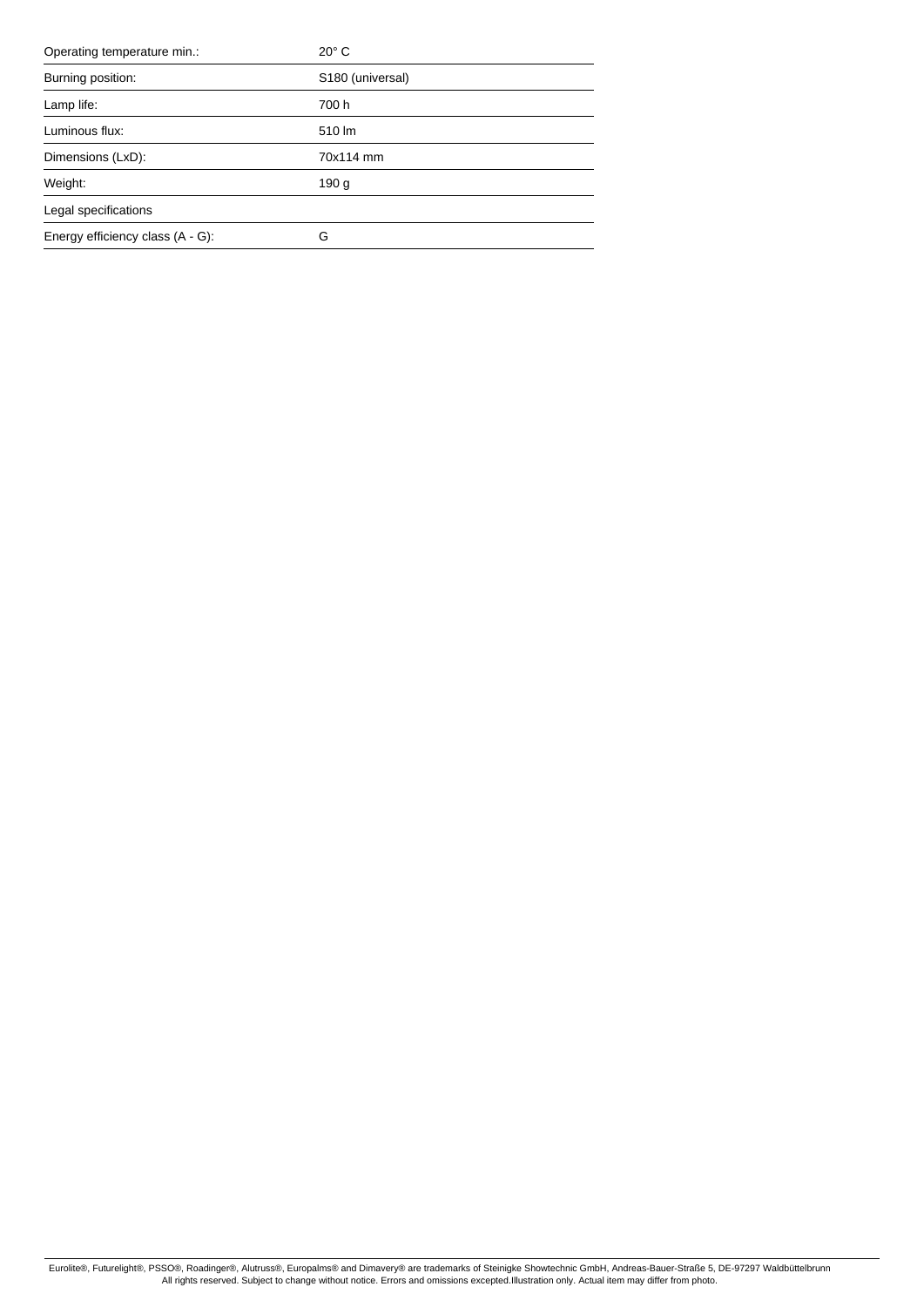| | |
|---|---|
| Operating temperature min.: | 20° C |
| Burning position: | S180 (universal) |
| Lamp life: | 700 h |
| Luminous flux: | 510 lm |
| Dimensions (LxD): | 70x114 mm |
| Weight: | 190 g |
| Legal specifications | |
| Energy efficiency class (A - G): | G |